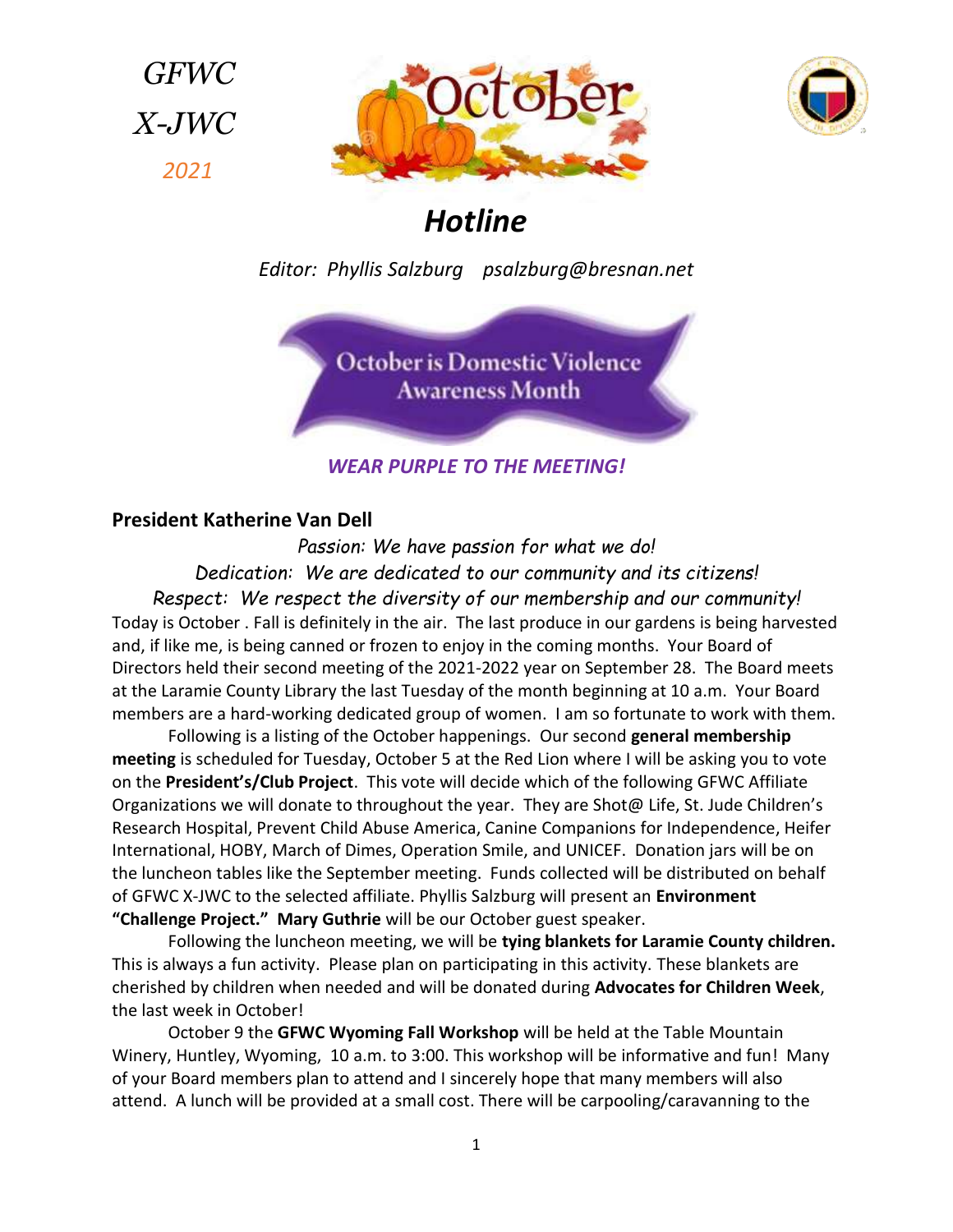*GFWC*

*X-JWC*

*2021*

October

# *Hotline*

*Editor: Phyllis Salzburg psalzburg@bresnan.net*

October is Domestic Violence Awareness Month

***WEAR PURPLE TO THE MEETING!***

## President Katherine Van Dell

*Passion: We have passion for what we do!*

*Dedication: We are dedicated to our community and its citizens!*

*Respect: We respect the diversity of our membership and our community!*

Today is October . Fall is definitely in the air. The last produce in our gardens is being harvested and, if like me, is being canned or frozen to enjoy in the coming months. Your Board of Directors held their second meeting of the 2021-2022 year on September 28. The Board meets at the Laramie County Library the last Tuesday of the month beginning at 10 a.m. Your Board members are a hard-working dedicated group of women. I am so fortunate to work with them.

Following is a listing of the October happenings. Our second **general membership meeting** is scheduled for Tuesday, October 5 at the Red Lion where I will be asking you to vote on the **President's/Club Project**. This vote will decide which of the following GFWC Affiliate Organizations we will donate to throughout the year. They are Shot@ Life, St. Jude Children's Research Hospital, Prevent Child Abuse America, Canine Companions for Independence, Heifer International, HOBY, March of Dimes, Operation Smile, and UNICEF. Donation jars will be on the luncheon tables like the September meeting. Funds collected will be distributed on behalf of GFWC X-JWC to the selected affiliate. Phyllis Salzburg will present an **Environment "Challenge Project." Mary Guthrie** will be our October guest speaker.

Following the luncheon meeting, we will be **tying blankets for Laramie County children.** This is always a fun activity. Please plan on participating in this activity. These blankets are cherished by children when needed and will be donated during **Advocates for Children Week**, the last week in October!

October 9 the **GFWC Wyoming Fall Workshop** will be held at the Table Mountain Winery, Huntley, Wyoming, 10 a.m. to 3:00. This workshop will be informative and fun! Many of your Board members plan to attend and I sincerely hope that many members will also attend. A lunch will be provided at a small cost. There will be carpooling/caravanning to the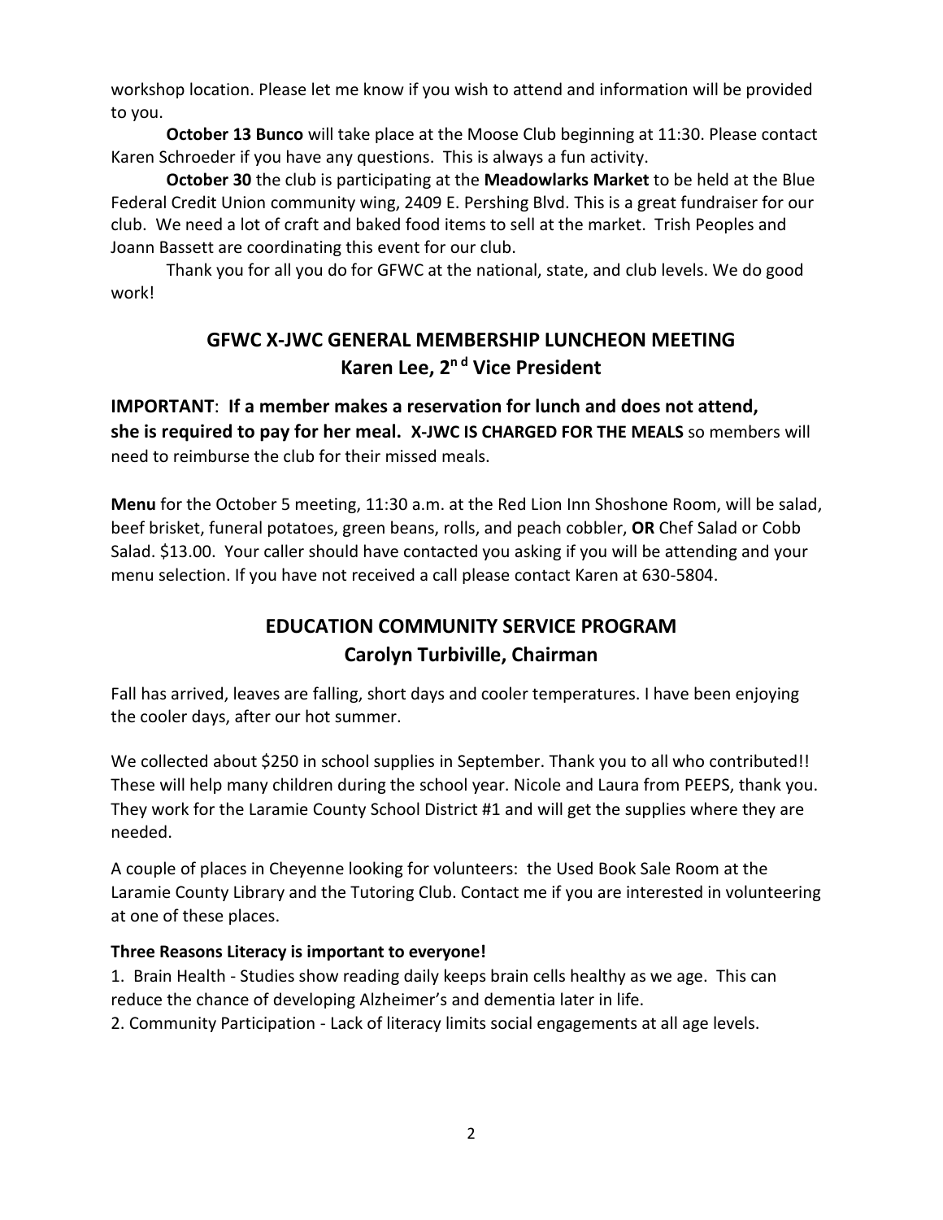workshop location. Please let me know if you wish to attend and information will be provided to you.

**October 13 Bunco** will take place at the Moose Club beginning at 11:30. Please contact Karen Schroeder if you have any questions. This is always a fun activity.

**October 30** the club is participating at the **Meadowlarks Market** to be held at the Blue Federal Credit Union community wing, 2409 E. Pershing Blvd. This is a great fundraiser for our club. We need a lot of craft and baked food items to sell at the market. Trish Peoples and Joann Bassett are coordinating this event for our club.

Thank you for all you do for GFWC at the national, state, and club levels. We do good work!

## GFWC X-JWC GENERAL MEMBERSHIP LUNCHEON MEETING
## Karen Lee, 2nd Vice President

**IMPORTANT**: **If a member makes a reservation for lunch and does not attend, she is required to pay for her meal. X-JWC IS CHARGED FOR THE MEALS** so members will need to reimburse the club for their missed meals.

**Menu** for the October 5 meeting, 11:30 a.m. at the Red Lion Inn Shoshone Room, will be salad, beef brisket, funeral potatoes, green beans, rolls, and peach cobbler, **OR** Chef Salad or Cobb Salad. $13.00. Your caller should have contacted you asking if you will be attending and your menu selection. If you have not received a call please contact Karen at 630-5804.

## EDUCATION COMMUNITY SERVICE PROGRAM
## Carolyn Turbiville, Chairman

Fall has arrived, leaves are falling, short days and cooler temperatures. I have been enjoying the cooler days, after our hot summer.

We collected about $250 in school supplies in September. Thank you to all who contributed!! These will help many children during the school year. Nicole and Laura from PEEPS, thank you. They work for the Laramie County School District #1 and will get the supplies where they are needed.

A couple of places in Cheyenne looking for volunteers: the Used Book Sale Room at the Laramie County Library and the Tutoring Club. Contact me if you are interested in volunteering at one of these places.

**Three Reasons Literacy is important to everyone!**

1. Brain Health - Studies show reading daily keeps brain cells healthy as we age. This can reduce the chance of developing Alzheimer's and dementia later in life.
2. Community Participation - Lack of literacy limits social engagements at all age levels.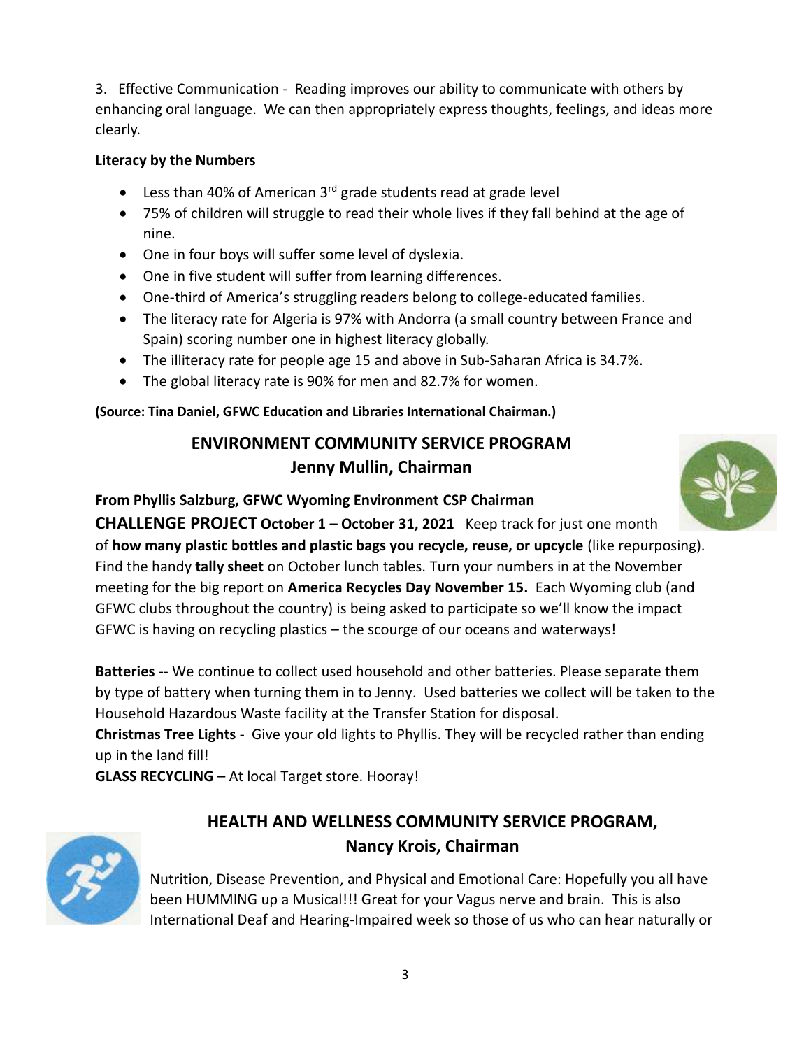3. Effective Communication - Reading improves our ability to communicate with others by enhancing oral language. We can then appropriately express thoughts, feelings, and ideas more clearly.

**Literacy by the Numbers**

- Less than 40% of American 3rd grade students read at grade level
- 75% of children will struggle to read their whole lives if they fall behind at the age of nine.
- One in four boys will suffer some level of dyslexia.
- One in five student will suffer from learning differences.
- One-third of America's struggling readers belong to college-educated families.
- The literacy rate for Algeria is 97% with Andorra (a small country between France and Spain) scoring number one in highest literacy globally.
- The illiteracy rate for people age 15 and above in Sub-Saharan Africa is 34.7%.
- The global literacy rate is 90% for men and 82.7% for women.

**(Source: Tina Daniel, GFWC Education and Libraries International Chairman.)**

## ENVIRONMENT COMMUNITY SERVICE PROGRAM
## Jenny Mullin, Chairman

**From Phyllis Salzburg, GFWC Wyoming Environment CSP Chairman**

**CHALLENGE PROJECT October 1 – October 31, 2021** Keep track for just one month of **how many plastic bottles and plastic bags you recycle, reuse, or upcycle** (like repurposing). Find the handy **tally sheet** on October lunch tables. Turn your numbers in at the November meeting for the big report on **America Recycles Day November 15.** Each Wyoming club (and GFWC clubs throughout the country) is being asked to participate so we'll know the impact GFWC is having on recycling plastics – the scourge of our oceans and waterways!

**Batteries** -- We continue to collect used household and other batteries. Please separate them by type of battery when turning them in to Jenny. Used batteries we collect will be taken to the Household Hazardous Waste facility at the Transfer Station for disposal.

**Christmas Tree Lights** - Give your old lights to Phyllis. They will be recycled rather than ending up in the land fill!

**GLASS RECYCLING** – At local Target store. Hooray!

## HEALTH AND WELLNESS COMMUNITY SERVICE PROGRAM,
## Nancy Krois, Chairman

Nutrition, Disease Prevention, and Physical and Emotional Care: Hopefully you all have been HUMMING up a Musical!!! Great for your Vagus nerve and brain. This is also International Deaf and Hearing-Impaired week so those of us who can hear naturally or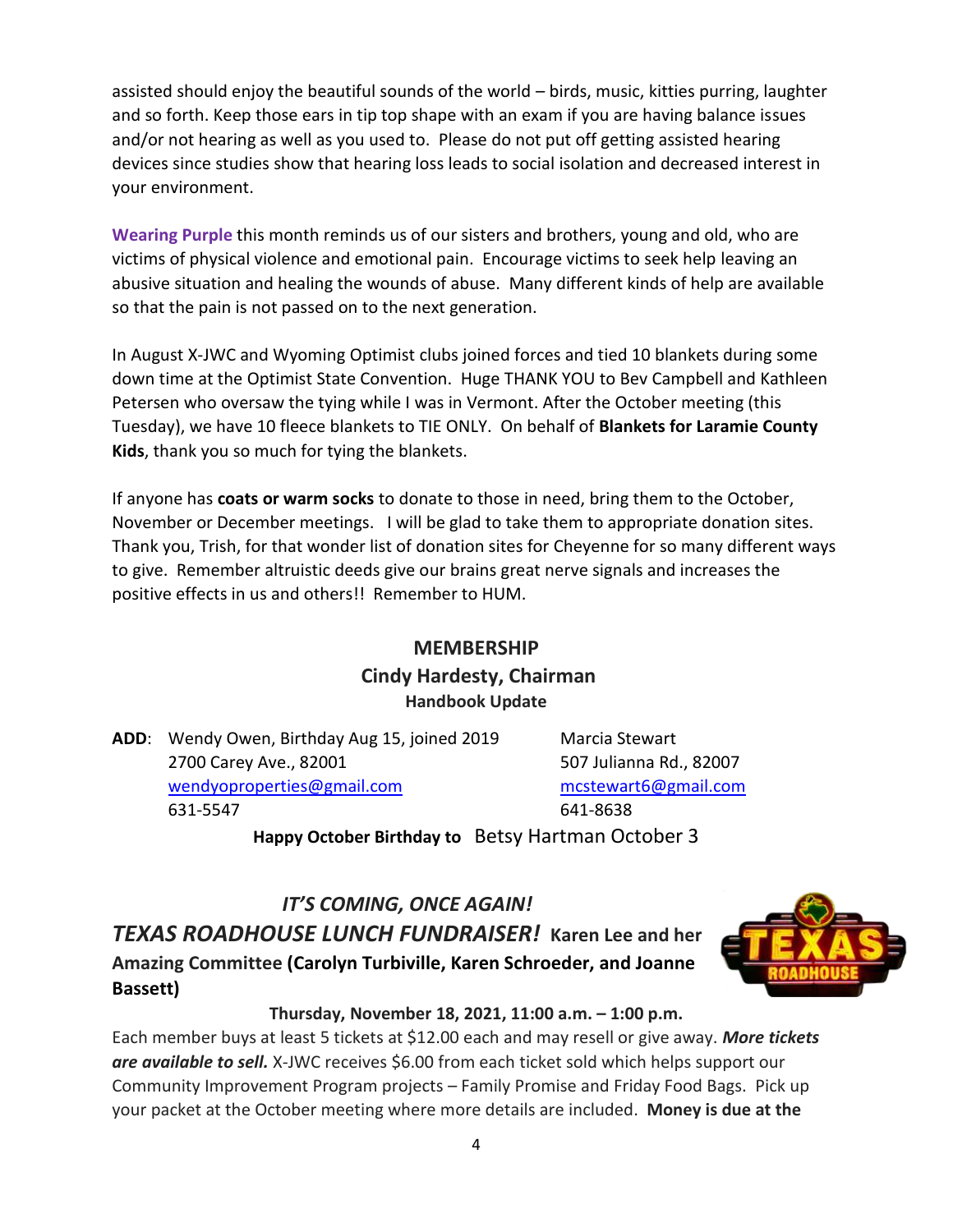assisted should enjoy the beautiful sounds of the world – birds, music, kitties purring, laughter and so forth. Keep those ears in tip top shape with an exam if you are having balance issues and/or not hearing as well as you used to. Please do not put off getting assisted hearing devices since studies show that hearing loss leads to social isolation and decreased interest in your environment.

**Wearing Purple** this month reminds us of our sisters and brothers, young and old, who are victims of physical violence and emotional pain. Encourage victims to seek help leaving an abusive situation and healing the wounds of abuse. Many different kinds of help are available so that the pain is not passed on to the next generation.

In August X-JWC and Wyoming Optimist clubs joined forces and tied 10 blankets during some down time at the Optimist State Convention. Huge THANK YOU to Bev Campbell and Kathleen Petersen who oversaw the tying while I was in Vermont. After the October meeting (this Tuesday), we have 10 fleece blankets to TIE ONLY. On behalf of **Blankets for Laramie County Kids**, thank you so much for tying the blankets.

If anyone has **coats or warm socks** to donate to those in need, bring them to the October, November or December meetings. I will be glad to take them to appropriate donation sites. Thank you, Trish, for that wonder list of donation sites for Cheyenne for so many different ways to give. Remember altruistic deeds give our brains great nerve signals and increases the positive effects in us and others!! Remember to HUM.

## MEMBERSHIP

### Cindy Hardesty, Chairman

**Handbook Update**

**ADD**:

Wendy Owen, Birthday Aug 15, joined 2019
2700 Carey Ave., 82001
wendyoproperties@gmail.com
631-5547

Marcia Stewart
507 Julianna Rd., 82007
mcstewart6@gmail.com
641-8638

**Happy October Birthday to** Betsy Hartman October 3

## *IT'S COMING, ONCE AGAIN!*

## *TEXAS ROADHOUSE LUNCH FUNDRAISER!* Karen Lee and her Amazing Committee (Carolyn Turbiville, Karen Schroeder, and Joanne Bassett)

**Thursday, November 18, 2021, 11:00 a.m. – 1:00 p.m.**

Each member buys at least 5 tickets at $12.00 each and may resell or give away. ***More tickets are available to sell.*** X-JWC receives $6.00 from each ticket sold which helps support our Community Improvement Program projects – Family Promise and Friday Food Bags. Pick up your packet at the October meeting where more details are included. **Money is due at the**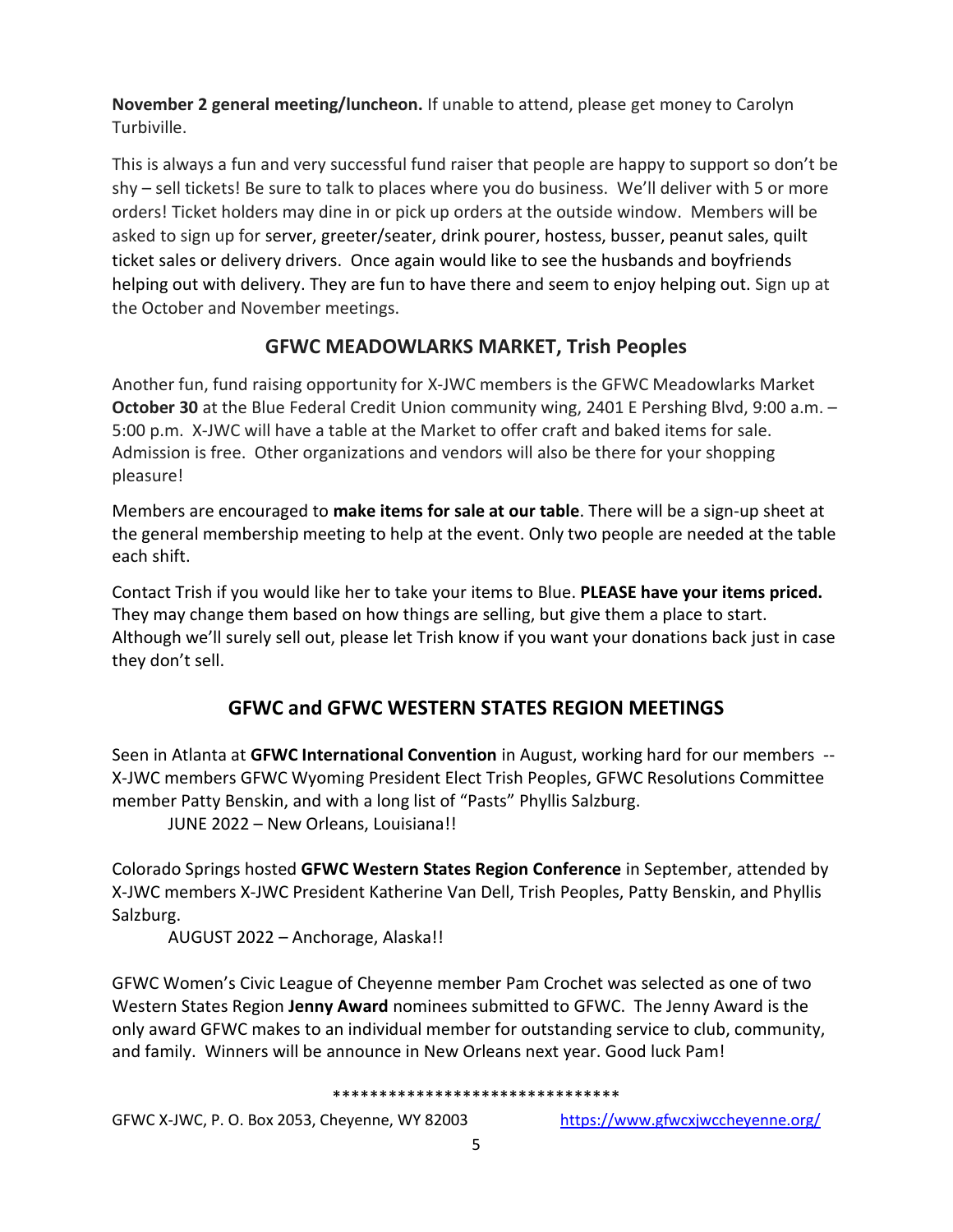**November 2 general meeting/luncheon.** If unable to attend, please get money to Carolyn Turbiville.

This is always a fun and very successful fund raiser that people are happy to support so don't be shy – sell tickets! Be sure to talk to places where you do business. We'll deliver with 5 or more orders! Ticket holders may dine in or pick up orders at the outside window. Members will be asked to sign up for server, greeter/seater, drink pourer, hostess, busser, peanut sales, quilt ticket sales or delivery drivers. Once again would like to see the husbands and boyfriends helping out with delivery. They are fun to have there and seem to enjoy helping out. Sign up at the October and November meetings.

## GFWC MEADOWLARKS MARKET, Trish Peoples

Another fun, fund raising opportunity for X-JWC members is the GFWC Meadowlarks Market **October 30** at the Blue Federal Credit Union community wing, 2401 E Pershing Blvd, 9:00 a.m. – 5:00 p.m. X-JWC will have a table at the Market to offer craft and baked items for sale. Admission is free. Other organizations and vendors will also be there for your shopping pleasure!

Members are encouraged to **make items for sale at our table**. There will be a sign-up sheet at the general membership meeting to help at the event. Only two people are needed at the table each shift.

Contact Trish if you would like her to take your items to Blue. **PLEASE have your items priced.** They may change them based on how things are selling, but give them a place to start. Although we'll surely sell out, please let Trish know if you want your donations back just in case they don't sell.

## GFWC and GFWC WESTERN STATES REGION MEETINGS

Seen in Atlanta at **GFWC International Convention** in August, working hard for our members -- X-JWC members GFWC Wyoming President Elect Trish Peoples, GFWC Resolutions Committee member Patty Benskin, and with a long list of "Pasts" Phyllis Salzburg.

JUNE 2022 – New Orleans, Louisiana!!

Colorado Springs hosted **GFWC Western States Region Conference** in September, attended by X-JWC members X-JWC President Katherine Van Dell, Trish Peoples, Patty Benskin, and Phyllis Salzburg.

AUGUST 2022 – Anchorage, Alaska!!

GFWC Women's Civic League of Cheyenne member Pam Crochet was selected as one of two Western States Region **Jenny Award** nominees submitted to GFWC. The Jenny Award is the only award GFWC makes to an individual member for outstanding service to club, community, and family. Winners will be announce in New Orleans next year. Good luck Pam!

********************************

GFWC X-JWC, P. O. Box 2053, Cheyenne, WY 82003 https://www.gfwcxjwccheyenne.org/